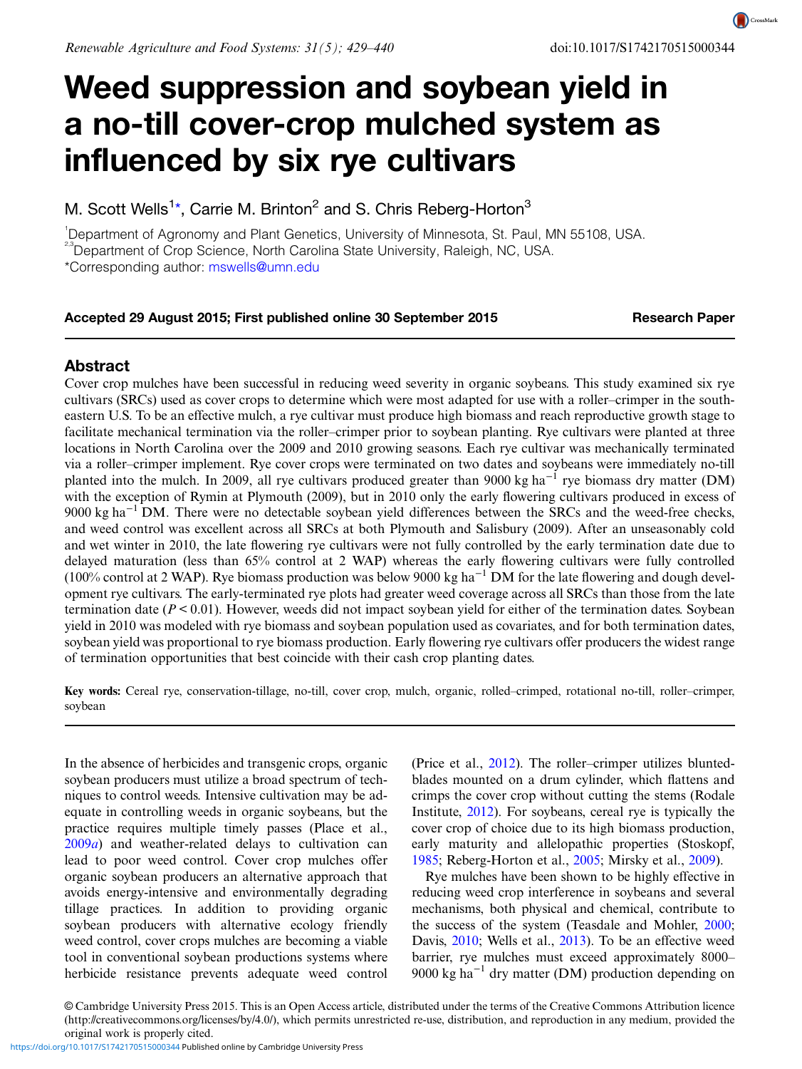# Weed suppression and soybean yield in a no-till cover-crop mulched system as influenced by six rye cultivars

M. Scott Wells[1]*, Carrie M. Brinton[2] and S. Chris Reberg-Horton[3]

[1]Department of Agronomy and Plant Genetics, University of Minnesota, St. Paul, MN 55108, USA.
[2,3]Department of Crop Science, North Carolina State University, Raleigh, NC, USA.
*Corresponding author: mswells@umn.edu

**Accepted 29 August 2015; First published online 30 September 2015** **Research Paper**

## Abstract

Cover crop mulches have been successful in reducing weed severity in organic soybeans. This study examined six rye cultivars (SRCs) used as cover crops to determine which were most adapted for use with a roller–crimper in the south-eastern U.S. To be an effective mulch, a rye cultivar must produce high biomass and reach reproductive growth stage to facilitate mechanical termination via the roller–crimper prior to soybean planting. Rye cultivars were planted at three locations in North Carolina over the 2009 and 2010 growing seasons. Each rye cultivar was mechanically terminated via a roller–crimper implement. Rye cover crops were terminated on two dates and soybeans were immediately no-till planted into the mulch. In 2009, all rye cultivars produced greater than 9000 kg ha$^{-1}$ rye biomass dry matter (DM) with the exception of Rymin at Plymouth (2009), but in 2010 only the early flowering cultivars produced in excess of 9000 kg ha$^{-1}$ DM. There were no detectable soybean yield differences between the SRCs and the weed-free checks, and weed control was excellent across all SRCs at both Plymouth and Salisbury (2009). After an unseasonably cold and wet winter in 2010, the late flowering rye cultivars were not fully controlled by the early termination date due to delayed maturation (less than 65% control at 2 WAP) whereas the early flowering cultivars were fully controlled (100% control at 2 WAP). Rye biomass production was below 9000 kg ha$^{-1}$ DM for the late flowering and dough development rye cultivars. The early-terminated rye plots had greater weed coverage across all SRCs than those from the late termination date ($P < 0.01$). However, weeds did not impact soybean yield for either of the termination dates. Soybean yield in 2010 was modeled with rye biomass and soybean population used as covariates, and for both termination dates, soybean yield was proportional to rye biomass production. Early flowering rye cultivars offer producers the widest range of termination opportunities that best coincide with their cash crop planting dates.

**Key words:** Cereal rye, conservation-tillage, no-till, cover crop, mulch, organic, rolled–crimped, rotational no-till, roller–crimper, soybean

In the absence of herbicides and transgenic crops, organic soybean producers must utilize a broad spectrum of techniques to control weeds. Intensive cultivation may be adequate in controlling weeds in organic soybeans, but the practice requires multiple timely passes (Place et al., 2009a) and weather-related delays to cultivation can lead to poor weed control. Cover crop mulches offer organic soybean producers an alternative approach that avoids energy-intensive and environmentally degrading tillage practices. In addition to providing organic soybean producers with alternative ecology friendly weed control, cover crops mulches are becoming a viable tool in conventional soybean productions systems where herbicide resistance prevents adequate weed control (Price et al., 2012). The roller–crimper utilizes blunted-blades mounted on a drum cylinder, which flattens and crimps the cover crop without cutting the stems (Rodale Institute, 2012). For soybeans, cereal rye is typically the cover crop of choice due to its high biomass production, early maturity and allelopathic properties (Stoskopf, 1985; Reberg-Horton et al., 2005; Mirsky et al., 2009).

Rye mulches have been shown to be highly effective in reducing weed crop interference in soybeans and several mechanisms, both physical and chemical, contribute to the success of the system (Teasdale and Mohler, 2000; Davis, 2010; Wells et al., 2013). To be an effective weed barrier, rye mulches must exceed approximately 8000–9000 kg ha$^{-1}$ dry matter (DM) production depending on

© Cambridge University Press 2015. This is an Open Access article, distributed under the terms of the Creative Commons Attribution licence (http://creativecommons.org/licenses/by/4.0/), which permits unrestricted re-use, distribution, and reproduction in any medium, provided the original work is properly cited.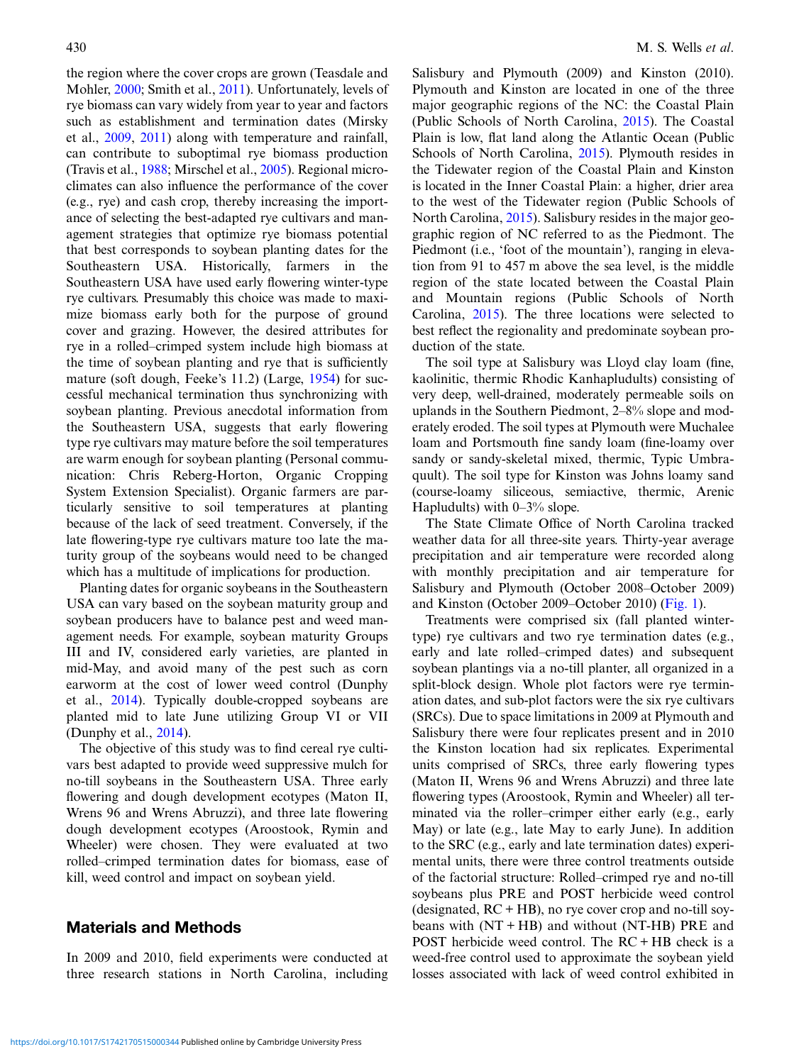the region where the cover crops are grown (Teasdale and Mohler, 2000; Smith et al., 2011). Unfortunately, levels of rye biomass can vary widely from year to year and factors such as establishment and termination dates (Mirsky et al., 2009, 2011) along with temperature and rainfall, can contribute to suboptimal rye biomass production (Travis et al., 1988; Mirschel et al., 2005). Regional microclimates can also influence the performance of the cover (e.g., rye) and cash crop, thereby increasing the importance of selecting the best-adapted rye cultivars and management strategies that optimize rye biomass potential that best corresponds to soybean planting dates for the Southeastern USA. Historically, farmers in the Southeastern USA have used early flowering winter-type rye cultivars. Presumably this choice was made to maximize biomass early both for the purpose of ground cover and grazing. However, the desired attributes for rye in a rolled–crimped system include high biomass at the time of soybean planting and rye that is sufficiently mature (soft dough, Feeke's 11.2) (Large, 1954) for successful mechanical termination thus synchronizing with soybean planting. Previous anecdotal information from the Southeastern USA, suggests that early flowering type rye cultivars may mature before the soil temperatures are warm enough for soybean planting (Personal communication: Chris Reberg-Horton, Organic Cropping System Extension Specialist). Organic farmers are particularly sensitive to soil temperatures at planting because of the lack of seed treatment. Conversely, if the late flowering-type rye cultivars mature too late the maturity group of the soybeans would need to be changed which has a multitude of implications for production.

Planting dates for organic soybeans in the Southeastern USA can vary based on the soybean maturity group and soybean producers have to balance pest and weed management needs. For example, soybean maturity Groups III and IV, considered early varieties, are planted in mid-May, and avoid many of the pest such as corn earworm at the cost of lower weed control (Dunphy et al., 2014). Typically double-cropped soybeans are planted mid to late June utilizing Group VI or VII (Dunphy et al., 2014).

The objective of this study was to find cereal rye cultivars best adapted to provide weed suppressive mulch for no-till soybeans in the Southeastern USA. Three early flowering and dough development ecotypes (Maton II, Wrens 96 and Wrens Abruzzi), and three late flowering dough development ecotypes (Aroostook, Rymin and Wheeler) were chosen. They were evaluated at two rolled–crimped termination dates for biomass, ease of kill, weed control and impact on soybean yield.

## Materials and Methods

In 2009 and 2010, field experiments were conducted at three research stations in North Carolina, including Salisbury and Plymouth (2009) and Kinston (2010). Plymouth and Kinston are located in one of the three major geographic regions of the NC: the Coastal Plain (Public Schools of North Carolina, 2015). The Coastal Plain is low, flat land along the Atlantic Ocean (Public Schools of North Carolina, 2015). Plymouth resides in the Tidewater region of the Coastal Plain and Kinston is located in the Inner Coastal Plain: a higher, drier area to the west of the Tidewater region (Public Schools of North Carolina, 2015). Salisbury resides in the major geographic region of NC referred to as the Piedmont. The Piedmont (i.e., 'foot of the mountain'), ranging in elevation from 91 to 457 m above the sea level, is the middle region of the state located between the Coastal Plain and Mountain regions (Public Schools of North Carolina, 2015). The three locations were selected to best reflect the regionality and predominate soybean production of the state.

The soil type at Salisbury was Lloyd clay loam (fine, kaolinitic, thermic Rhodic Kanhapludults) consisting of very deep, well-drained, moderately permeable soils on uplands in the Southern Piedmont, 2–8% slope and moderately eroded. The soil types at Plymouth were Muchalee loam and Portsmouth fine sandy loam (fine-loamy over sandy or sandy-skeletal mixed, thermic, Typic Umbraquult). The soil type for Kinston was Johns loamy sand (course-loamy siliceous, semiactive, thermic, Arenic Hapludults) with 0–3% slope.

The State Climate Office of North Carolina tracked weather data for all three-site years. Thirty-year average precipitation and air temperature were recorded along with monthly precipitation and air temperature for Salisbury and Plymouth (October 2008–October 2009) and Kinston (October 2009–October 2010) (Fig. 1).

Treatments were comprised six (fall planted winter-type) rye cultivars and two rye termination dates (e.g., early and late rolled–crimped dates) and subsequent soybean plantings via a no-till planter, all organized in a split-block design. Whole plot factors were rye termination dates, and sub-plot factors were the six rye cultivars (SRCs). Due to space limitations in 2009 at Plymouth and Salisbury there were four replicates present and in 2010 the Kinston location had six replicates. Experimental units comprised of SRCs, three early flowering types (Maton II, Wrens 96 and Wrens Abruzzi) and three late flowering types (Aroostook, Rymin and Wheeler) all terminated via the roller–crimper either early (e.g., early May) or late (e.g., late May to early June). In addition to the SRC (e.g., early and late termination dates) experimental units, there were three control treatments outside of the factorial structure: Rolled–crimped rye and no-till soybeans plus PRE and POST herbicide weed control (designated, RC + HB), no rye cover crop and no-till soybeans with (NT + HB) and without (NT-HB) PRE and POST herbicide weed control. The RC + HB check is a weed-free control used to approximate the soybean yield losses associated with lack of weed control exhibited in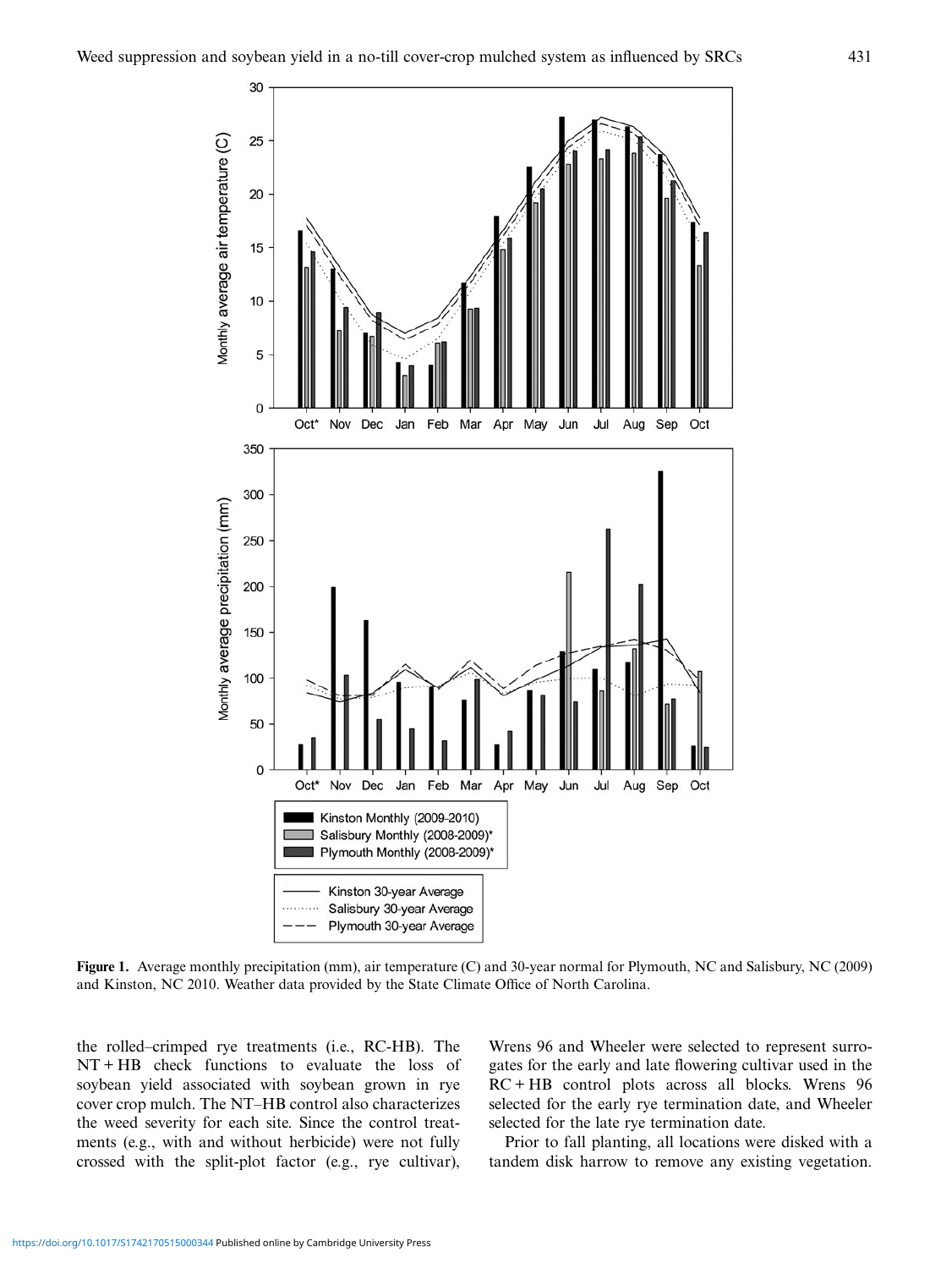Figure 1. Average monthly precipitation (mm), air temperature (C) and 30-year normal for Plymouth, NC and Salisbury, NC (2009) and Kinston, NC 2010. Weather data provided by the State Climate Office of North Carolina.

the rolled–crimped rye treatments (i.e., RC-HB). The NT + HB check functions to evaluate the loss of soybean yield associated with soybean grown in rye cover crop mulch. The NT–HB control also characterizes the weed severity for each site. Since the control treatments (e.g., with and without herbicide) were not fully crossed with the split-plot factor (e.g., rye cultivar), Wrens 96 and Wheeler were selected to represent surrogates for the early and late flowering cultivar used in the RC + HB control plots across all blocks. Wrens 96 selected for the early rye termination date, and Wheeler selected for the late rye termination date.

Prior to fall planting, all locations were disked with a tandem disk harrow to remove any existing vegetation.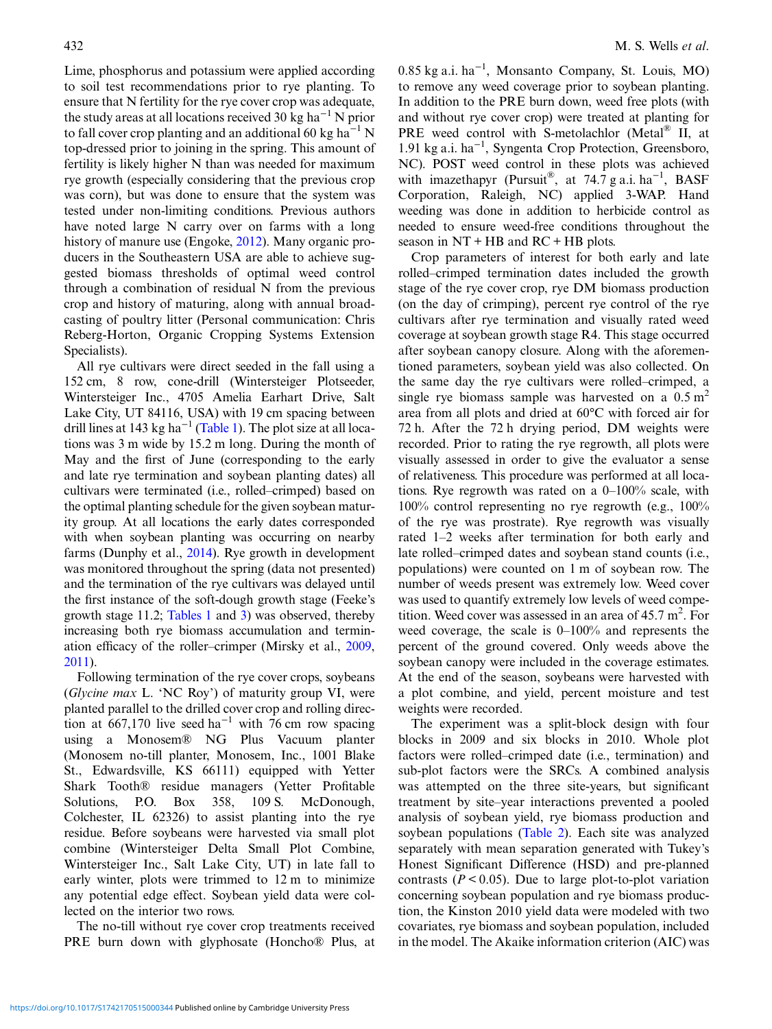Lime, phosphorus and potassium were applied according to soil test recommendations prior to rye planting. To ensure that N fertility for the rye cover crop was adequate, the study areas at all locations received 30 kg ha$^{-1}$ N prior to fall cover crop planting and an additional 60 kg ha$^{-1}$ N top-dressed prior to joining in the spring. This amount of fertility is likely higher N than was needed for maximum rye growth (especially considering that the previous crop was corn), but was done to ensure that the system was tested under non-limiting conditions. Previous authors have noted large N carry over on farms with a long history of manure use (Engoke, 2012). Many organic producers in the Southeastern USA are able to achieve suggested biomass thresholds of optimal weed control through a combination of residual N from the previous crop and history of maturing, along with annual broadcasting of poultry litter (Personal communication: Chris Reberg-Horton, Organic Cropping Systems Extension Specialists).

All rye cultivars were direct seeded in the fall using a 152 cm, 8 row, cone-drill (Wintersteiger Plotseeder, Wintersteiger Inc., 4705 Amelia Earhart Drive, Salt Lake City, UT 84116, USA) with 19 cm spacing between drill lines at 143 kg ha$^{-1}$ (Table 1). The plot size at all locations was 3 m wide by 15.2 m long. During the month of May and the first of June (corresponding to the early and late rye termination and soybean planting dates) all cultivars were terminated (i.e., rolled–crimped) based on the optimal planting schedule for the given soybean maturity group. At all locations the early dates corresponded with when soybean planting was occurring on nearby farms (Dunphy et al., 2014). Rye growth in development was monitored throughout the spring (data not presented) and the termination of the rye cultivars was delayed until the first instance of the soft-dough growth stage (Feeke's growth stage 11.2; Tables 1 and 3) was observed, thereby increasing both rye biomass accumulation and termination efficacy of the roller–crimper (Mirsky et al., 2009, 2011).

Following termination of the rye cover crops, soybeans (*Glycine max* L. 'NC Roy') of maturity group VI, were planted parallel to the drilled cover crop and rolling direction at 667,170 live seed ha$^{-1}$ with 76 cm row spacing using a Monosem® NG Plus Vacuum planter (Monosem no-till planter, Monosem, Inc., 1001 Blake St., Edwardsville, KS 66111) equipped with Yetter Shark Tooth® residue managers (Yetter Profitable Solutions, P.O. Box 358, 109 S. McDonough, Colchester, IL 62326) to assist planting into the rye residue. Before soybeans were harvested via small plot combine (Wintersteiger Delta Small Plot Combine, Wintersteiger Inc., Salt Lake City, UT) in late fall to early winter, plots were trimmed to 12 m to minimize any potential edge effect. Soybean yield data were collected on the interior two rows.

The no-till without rye cover crop treatments received PRE burn down with glyphosate (Honcho® Plus, at 0.85 kg a.i. ha$^{-1}$, Monsanto Company, St. Louis, MO) to remove any weed coverage prior to soybean planting. In addition to the PRE burn down, weed free plots (with and without rye cover crop) were treated at planting for PRE weed control with S-metolachlor (Metal® II, at 1.91 kg a.i. ha$^{-1}$, Syngenta Crop Protection, Greensboro, NC). POST weed control in these plots was achieved with imazethapyr (Pursuit®, at 74.7 g a.i. ha$^{-1}$, BASF Corporation, Raleigh, NC) applied 3-WAP. Hand weeding was done in addition to herbicide control as needed to ensure weed-free conditions throughout the season in NT + HB and RC + HB plots.

Crop parameters of interest for both early and late rolled–crimped termination dates included the growth stage of the rye cover crop, rye DM biomass production (on the day of crimping), percent rye control of the rye cultivars after rye termination and visually rated weed coverage at soybean growth stage R4. This stage occurred after soybean canopy closure. Along with the aforementioned parameters, soybean yield was also collected. On the same day the rye cultivars were rolled–crimped, a single rye biomass sample was harvested on a 0.5 m$^2$ area from all plots and dried at 60°C with forced air for 72 h. After the 72 h drying period, DM weights were recorded. Prior to rating the rye regrowth, all plots were visually assessed in order to give the evaluator a sense of relativeness. This procedure was performed at all locations. Rye regrowth was rated on a 0–100% scale, with 100% control representing no rye regrowth (e.g., 100% of the rye was prostrate). Rye regrowth was visually rated 1–2 weeks after termination for both early and late rolled–crimped dates and soybean stand counts (i.e., populations) were counted on 1 m of soybean row. The number of weeds present was extremely low. Weed cover was used to quantify extremely low levels of weed competition. Weed cover was assessed in an area of 45.7 m$^2$. For weed coverage, the scale is 0–100% and represents the percent of the ground covered. Only weeds above the soybean canopy were included in the coverage estimates. At the end of the season, soybeans were harvested with a plot combine, and yield, percent moisture and test weights were recorded.

The experiment was a split-block design with four blocks in 2009 and six blocks in 2010. Whole plot factors were rolled–crimped date (i.e., termination) and sub-plot factors were the SRCs. A combined analysis was attempted on the three site-years, but significant treatment by site–year interactions prevented a pooled analysis of soybean yield, rye biomass production and soybean populations (Table 2). Each site was analyzed separately with mean separation generated with Tukey's Honest Significant Difference (HSD) and pre-planned contrasts ($P < 0.05$). Due to large plot-to-plot variation concerning soybean population and rye biomass production, the Kinston 2010 yield data were modeled with two covariates, rye biomass and soybean population, included in the model. The Akaike information criterion (AIC) was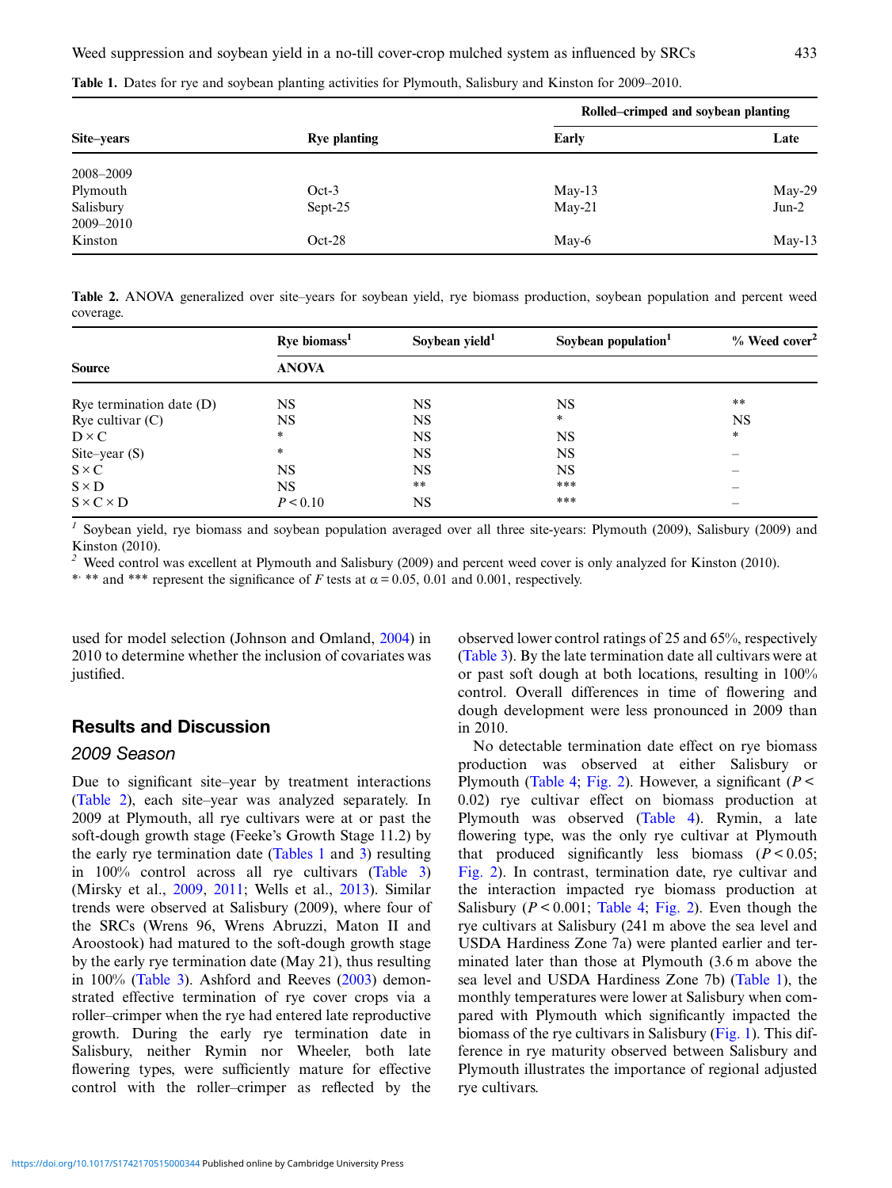**Table 1.** Dates for rye and soybean planting activities for Plymouth, Salisbury and Kinston for 2009–2010.

| Site–years | Rye planting | Rolled–crimped and soybean planting | |
|---|---|---|---|
| | | Early | Late |
| 2008–2009 | | | |
| Plymouth | Oct-3 | May-13 | May-29 |
| Salisbury | Sept-25 | May-21 | Jun-2 |
| 2009–2010 | | | |
| Kinston | Oct-28 | May-6 | May-13 |

**Table 2.** ANOVA generalized over site–years for soybean yield, rye biomass production, soybean population and percent weed coverage.

| Source | Rye biomass[1] | Soybean yield[1] | Soybean population[1] | % Weed cover[2] |
|---|---|---|---|---|
| | ANOVA | | | |
| Rye termination date (D) | NS | NS | NS | ** |
| Rye cultivar (C) | NS | NS | * | NS |
| D × C | * | NS | NS | * |
| Site–year (S) | * | NS | NS | – |
| S × C | NS | NS | NS | – |
| S × D | NS | ** | *** | – |
| S × C × D | $P < 0.10$ | NS | *** | – |

[1] Soybean yield, rye biomass and soybean population averaged over all three site-years: Plymouth (2009), Salisbury (2009) and Kinston (2010).

[2] Weed control was excellent at Plymouth and Salisbury (2009) and percent weed cover is only analyzed for Kinston (2010).

*, ** and *** represent the significance of $F$ tests at $\alpha = 0.05$, 0.01 and 0.001, respectively.

used for model selection (Johnson and Omland, 2004) in 2010 to determine whether the inclusion of covariates was justified.

## Results and Discussion

### 2009 Season

Due to significant site–year by treatment interactions (Table 2), each site–year was analyzed separately. In 2009 at Plymouth, all rye cultivars were at or past the soft-dough growth stage (Feeke's Growth Stage 11.2) by the early rye termination date (Tables 1 and 3) resulting in 100% control across all rye cultivars (Table 3) (Mirsky et al., 2009, 2011; Wells et al., 2013). Similar trends were observed at Salisbury (2009), where four of the SRCs (Wrens 96, Wrens Abruzzi, Maton II and Aroostook) had matured to the soft-dough growth stage by the early rye termination date (May 21), thus resulting in 100% (Table 3). Ashford and Reeves (2003) demonstrated effective termination of rye cover crops via a roller–crimper when the rye had entered late reproductive growth. During the early rye termination date in Salisbury, neither Rymin nor Wheeler, both late flowering types, were sufficiently mature for effective control with the roller–crimper as reflected by the observed lower control ratings of 25 and 65%, respectively (Table 3). By the late termination date all cultivars were at or past soft dough at both locations, resulting in 100% control. Overall differences in time of flowering and dough development were less pronounced in 2009 than in 2010.

No detectable termination date effect on rye biomass production was observed at either Salisbury or Plymouth (Table 4; Fig. 2). However, a significant ($P < 0.02$) rye cultivar effect on biomass production at Plymouth was observed (Table 4). Rymin, a late flowering type, was the only rye cultivar at Plymouth that produced significantly less biomass ($P < 0.05$; Fig. 2). In contrast, termination date, rye cultivar and the interaction impacted rye biomass production at Salisbury ($P < 0.001$; Table 4; Fig. 2). Even though the rye cultivars at Salisbury (241 m above the sea level and USDA Hardiness Zone 7a) were planted earlier and terminated later than those at Plymouth (3.6 m above the sea level and USDA Hardiness Zone 7b) (Table 1), the monthly temperatures were lower at Salisbury when compared with Plymouth which significantly impacted the biomass of the rye cultivars in Salisbury (Fig. 1). This difference in rye maturity observed between Salisbury and Plymouth illustrates the importance of regional adjusted rye cultivars.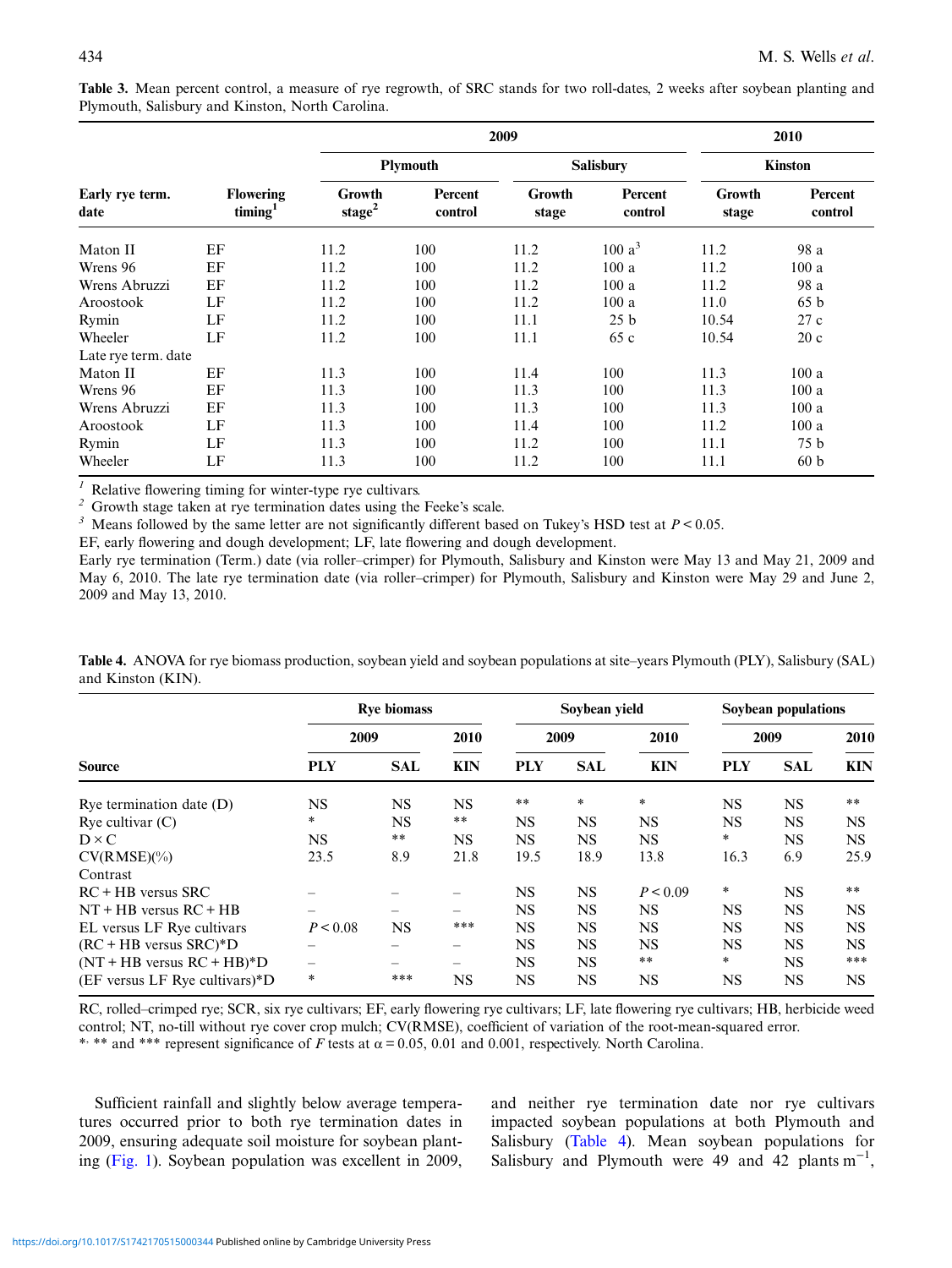**Table 3.** Mean percent control, a measure of rye regrowth, of SRC stands for two roll-dates, 2 weeks after soybean planting and Plymouth, Salisbury and Kinston, North Carolina.

| | | 2009 | | | | 2010 | |
|---|---|---|---|---|---|---|---|
| | | Plymouth | | Salisbury | | Kinston | |
| Early rye term. date | Flowering timing[1] | Growth stage[2] | Percent control | Growth stage | Percent control | Growth stage | Percent control |
| Maton II | EF | 11.2 | 100 | 11.2 | 100 a[3] | 11.2 | 98 a |
| Wrens 96 | EF | 11.2 | 100 | 11.2 | 100 a | 11.2 | 100 a |
| Wrens Abruzzi | EF | 11.2 | 100 | 11.2 | 100 a | 11.2 | 98 a |
| Aroostook | LF | 11.2 | 100 | 11.2 | 100 a | 11.0 | 65 b |
| Rymin | LF | 11.2 | 100 | 11.1 | 25 b | 10.54 | 27 c |
| Wheeler | LF | 11.2 | 100 | 11.1 | 65 c | 10.54 | 20 c |
| Late rye term. date | | | | | | | |
| Maton II | EF | 11.3 | 100 | 11.4 | 100 | 11.3 | 100 a |
| Wrens 96 | EF | 11.3 | 100 | 11.3 | 100 | 11.3 | 100 a |
| Wrens Abruzzi | EF | 11.3 | 100 | 11.3 | 100 | 11.3 | 100 a |
| Aroostook | LF | 11.3 | 100 | 11.4 | 100 | 11.2 | 100 a |
| Rymin | LF | 11.3 | 100 | 11.2 | 100 | 11.1 | 75 b |
| Wheeler | LF | 11.3 | 100 | 11.2 | 100 | 11.1 | 60 b |

[1] Relative flowering timing for winter-type rye cultivars.
[2] Growth stage taken at rye termination dates using the Feeke's scale.
[3] Means followed by the same letter are not significantly different based on Tukey's HSD test at $P < 0.05$.
EF, early flowering and dough development; LF, late flowering and dough development.
Early rye termination (Term.) date (via roller–crimper) for Plymouth, Salisbury and Kinston were May 13 and May 21, 2009 and May 6, 2010. The late rye termination date (via roller–crimper) for Plymouth, Salisbury and Kinston were May 29 and June 2, 2009 and May 13, 2010.

**Table 4.** ANOVA for rye biomass production, soybean yield and soybean populations at site–years Plymouth (PLY), Salisbury (SAL) and Kinston (KIN).

| | Rye biomass | | | Soybean yield | | | Soybean populations | | |
|---|---|---|---|---|---|---|---|---|---|
| | 2009 | | 2010 | 2009 | | 2010 | 2009 | | 2010 |
| Source | PLY | SAL | KIN | PLY | SAL | KIN | PLY | SAL | KIN |
| Rye termination date (D) | NS | NS | NS | ** | * | * | NS | NS | ** |
| Rye cultivar (C) | * | NS | ** | NS | NS | NS | NS | NS | NS |
| D × C | NS | ** | NS | NS | NS | NS | * | NS | NS |
| CV(RMSE)(%) | 23.5 | 8.9 | 21.8 | 19.5 | 18.9 | 13.8 | 16.3 | 6.9 | 25.9 |
| Contrast | | | | | | | | | |
| RC + HB versus SRC | – | – | – | NS | NS | $P < 0.09$ | * | NS | ** |
| NT + HB versus RC + HB | – | – | – | NS | NS | NS | NS | NS | NS |
| EL versus LF Rye cultivars | $P < 0.08$ | NS | *** | NS | NS | NS | NS | NS | NS |
| (RC + HB versus SRC)*D | – | – | – | NS | NS | NS | NS | NS | NS |
| (NT + HB versus RC + HB)*D | – | – | – | NS | NS | ** | * | NS | *** |
| (EF versus LF Rye cultivars)*D | * | *** | NS | NS | NS | NS | NS | NS | NS |

RC, rolled–crimped rye; SCR, six rye cultivars; EF, early flowering rye cultivars; LF, late flowering rye cultivars; HB, herbicide weed control; NT, no-till without rye cover crop mulch; CV(RMSE), coefficient of variation of the root-mean-squared error.
*, ** and *** represent significance of F tests at α = 0.05, 0.01 and 0.001, respectively. North Carolina.

Sufficient rainfall and slightly below average temperatures occurred prior to both rye termination dates in 2009, ensuring adequate soil moisture for soybean planting (Fig. 1). Soybean population was excellent in 2009, and neither rye termination date nor rye cultivars impacted soybean populations at both Plymouth and Salisbury (Table 4). Mean soybean populations for Salisbury and Plymouth were 49 and 42 plants $m^{-1}$,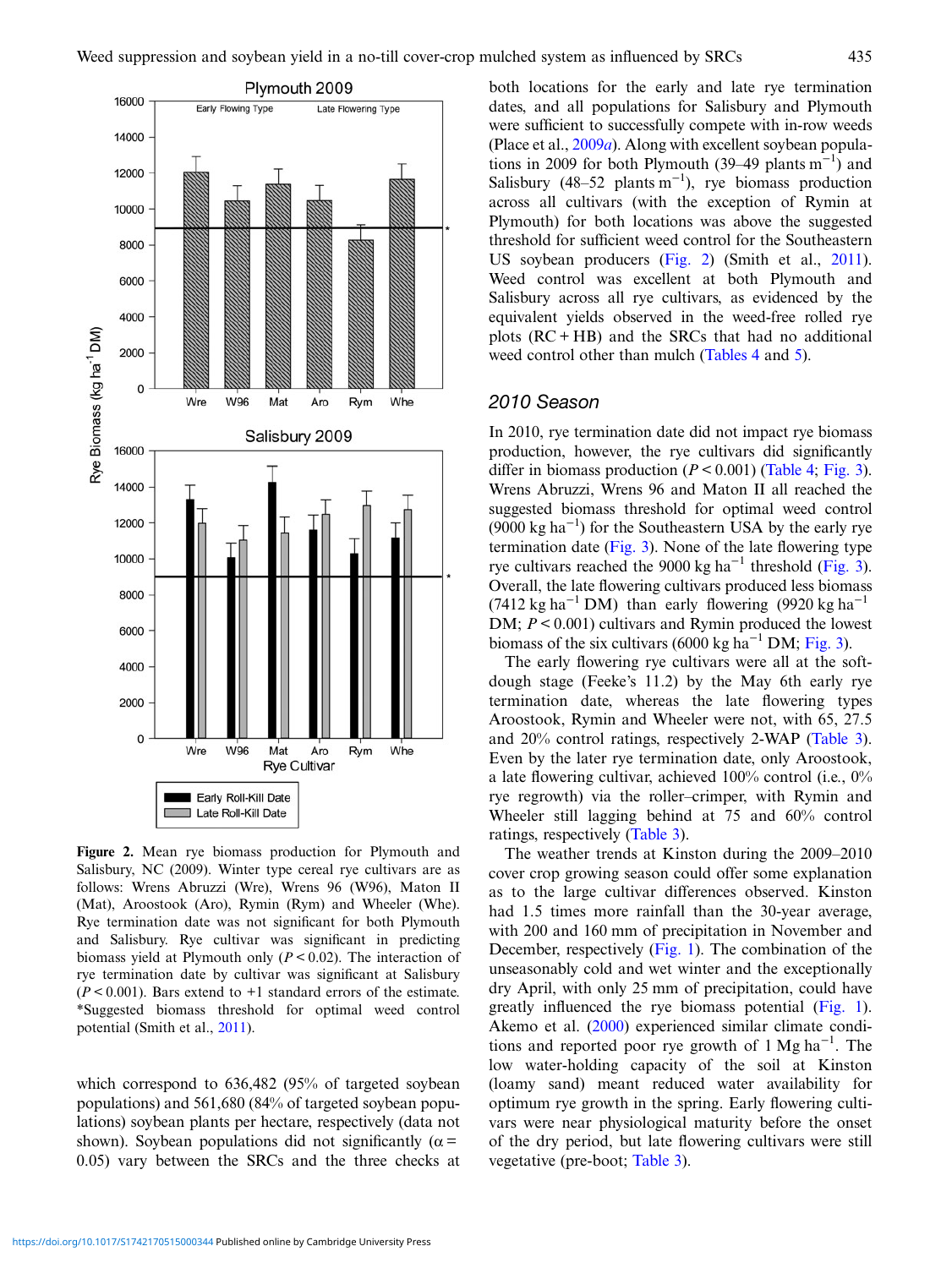Figure 2. Mean rye biomass production for Plymouth and Salisbury, NC (2009). Winter type cereal rye cultivars are as follows: Wrens Abruzzi (Wre), Wrens 96 (W96), Maton II (Mat), Aroostook (Aro), Rymin (Rym) and Wheeler (Whe). Rye termination date was not significant for both Plymouth and Salisbury. Rye cultivar was significant in predicting biomass yield at Plymouth only ($P < 0.02$). The interaction of rye termination date by cultivar was significant at Salisbury ($P < 0.001$). Bars extend to +1 standard errors of the estimate. *Suggested biomass threshold for optimal weed control potential (Smith et al., 2011).

which correspond to 636,482 (95% of targeted soybean populations) and 561,680 (84% of targeted soybean populations) soybean plants per hectare, respectively (data not shown). Soybean populations did not significantly ($\alpha = 0.05$) vary between the SRCs and the three checks at both locations for the early and late rye termination dates, and all populations for Salisbury and Plymouth were sufficient to successfully compete with in-row weeds (Place et al., 2009*a*). Along with excellent soybean populations in 2009 for both Plymouth (39–49 plants $m^{-1}$) and Salisbury (48–52 plants $m^{-1}$), rye biomass production across all cultivars (with the exception of Rymin at Plymouth) for both locations was above the suggested threshold for sufficient weed control for the Southeastern US soybean producers (Fig. 2) (Smith et al., 2011). Weed control was excellent at both Plymouth and Salisbury across all rye cultivars, as evidenced by the equivalent yields observed in the weed-free rolled rye plots (RC + HB) and the SRCs that had no additional weed control other than mulch (Tables 4 and 5).

## 2010 Season

In 2010, rye termination date did not impact rye biomass production, however, the rye cultivars did significantly differ in biomass production ($P < 0.001$) (Table 4; Fig. 3). Wrens Abruzzi, Wrens 96 and Maton II all reached the suggested biomass threshold for optimal weed control (9000 kg $ha^{-1}$) for the Southeastern USA by the early rye termination date (Fig. 3). None of the late flowering type rye cultivars reached the 9000 kg $ha^{-1}$ threshold (Fig. 3). Overall, the late flowering cultivars produced less biomass (7412 kg $ha^{-1}$ DM) than early flowering (9920 kg $ha^{-1}$ DM; $P < 0.001$) cultivars and Rymin produced the lowest biomass of the six cultivars (6000 kg $ha^{-1}$ DM; Fig. 3).

The early flowering rye cultivars were all at the soft-dough stage (Feeke's 11.2) by the May 6th early rye termination date, whereas the late flowering types Aroostook, Rymin and Wheeler were not, with 65, 27.5 and 20% control ratings, respectively 2-WAP (Table 3). Even by the later rye termination date, only Aroostook, a late flowering cultivar, achieved 100% control (i.e., 0% rye regrowth) via the roller–crimper, with Rymin and Wheeler still lagging behind at 75 and 60% control ratings, respectively (Table 3).

The weather trends at Kinston during the 2009–2010 cover crop growing season could offer some explanation as to the large cultivar differences observed. Kinston had 1.5 times more rainfall than the 30-year average, with 200 and 160 mm of precipitation in November and December, respectively (Fig. 1). The combination of the unseasonably cold and wet winter and the exceptionally dry April, with only 25 mm of precipitation, could have greatly influenced the rye biomass potential (Fig. 1). Akemo et al. (2000) experienced similar climate conditions and reported poor rye growth of 1 Mg $ha^{-1}$. The low water-holding capacity of the soil at Kinston (loamy sand) meant reduced water availability for optimum rye growth in the spring. Early flowering cultivars were near physiological maturity before the onset of the dry period, but late flowering cultivars were still vegetative (pre-boot; Table 3).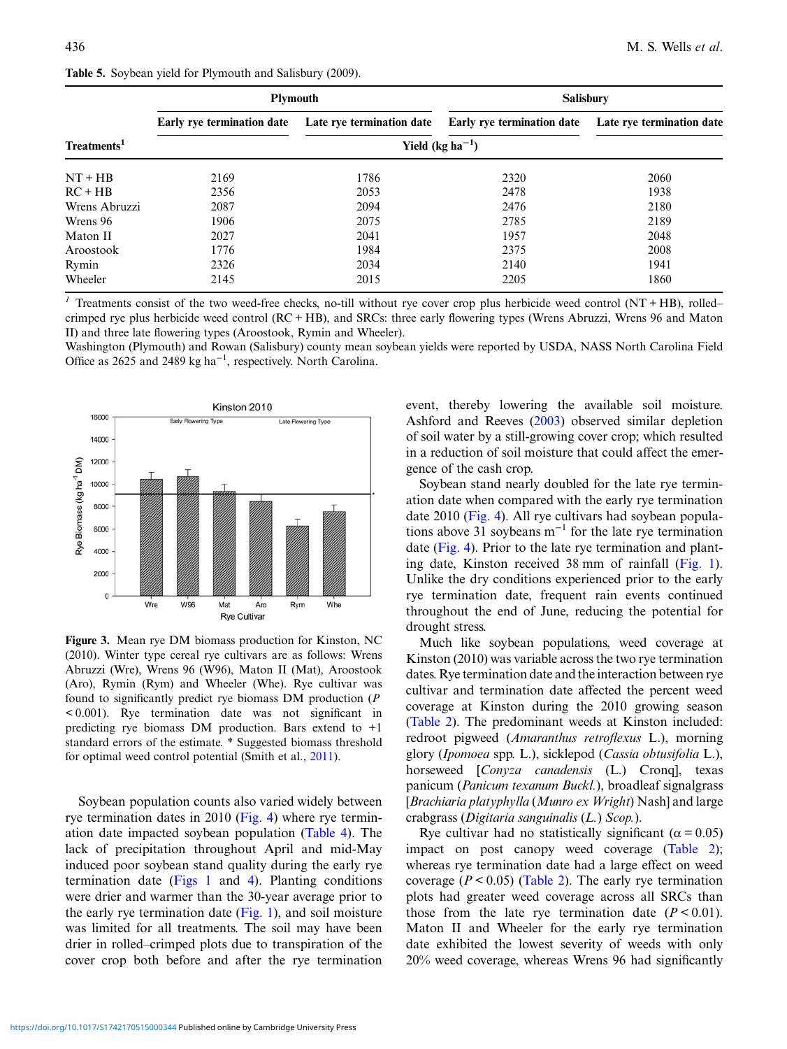**Table 5.** Soybean yield for Plymouth and Salisbury (2009).

| Treatments[1] | Plymouth | | Salisbury | |
|---|---|---|---|---|
| | Early rye termination date | Late rye termination date | Early rye termination date | Late rye termination date |
| | Yield (kg ha$^{-1}$) | | | |
| NT + HB | 2169 | 1786 | 2320 | 2060 |
| RC + HB | 2356 | 2053 | 2478 | 1938 |
| Wrens Abruzzi | 2087 | 2094 | 2476 | 2180 |
| Wrens 96 | 1906 | 2075 | 2785 | 2189 |
| Maton II | 2027 | 2041 | 1957 | 2048 |
| Aroostook | 1776 | 1984 | 2375 | 2008 |
| Rymin | 2326 | 2034 | 2140 | 1941 |
| Wheeler | 2145 | 2015 | 2205 | 1860 |

[1] Treatments consist of the two weed-free checks, no-till without rye cover crop plus herbicide weed control (NT + HB), rolled–crimped rye plus herbicide weed control (RC + HB), and SRCs: three early flowering types (Wrens Abruzzi, Wrens 96 and Maton II) and three late flowering types (Aroostook, Rymin and Wheeler).
Washington (Plymouth) and Rowan (Salisbury) county mean soybean yields were reported by USDA, NASS North Carolina Field Office as 2625 and 2489 kg ha$^{-1}$, respectively. North Carolina.

**Figure 3.** Mean rye DM biomass production for Kinston, NC (2010). Winter type cereal rye cultivars are as follows: Wrens Abruzzi (Wre), Wrens 96 (W96), Maton II (Mat), Aroostook (Aro), Rymin (Rym) and Wheeler (Whe). Rye cultivar was found to significantly predict rye biomass DM production ($P < 0.001$). Rye termination date was not significant in predicting rye biomass DM production. Bars extend to +1 standard errors of the estimate. * Suggested biomass threshold for optimal weed control potential (Smith et al., 2011).

Soybean population counts also varied widely between rye termination dates in 2010 (Fig. 4) where rye termination date impacted soybean population (Table 4). The lack of precipitation throughout April and mid-May induced poor soybean stand quality during the early rye termination date (Figs 1 and 4). Planting conditions were drier and warmer than the 30-year average prior to the early rye termination date (Fig. 1), and soil moisture was limited for all treatments. The soil may have been drier in rolled–crimped plots due to transpiration of the cover crop both before and after the rye termination event, thereby lowering the available soil moisture. Ashford and Reeves (2003) observed similar depletion of soil water by a still-growing cover crop; which resulted in a reduction of soil moisture that could affect the emergence of the cash crop.

Soybean stand nearly doubled for the late rye termination date when compared with the early rye termination date 2010 (Fig. 4). All rye cultivars had soybean populations above 31 soybeans m$^{-1}$ for the late rye termination date (Fig. 4). Prior to the late rye termination and planting date, Kinston received 38 mm of rainfall (Fig. 1). Unlike the dry conditions experienced prior to the early rye termination date, frequent rain events continued throughout the end of June, reducing the potential for drought stress.

Much like soybean populations, weed coverage at Kinston (2010) was variable across the two rye termination dates. Rye termination date and the interaction between rye cultivar and termination date affected the percent weed coverage at Kinston during the 2010 growing season (Table 2). The predominant weeds at Kinston included: redroot pigweed (*Amaranthus retroflexus* L.), morning glory (*Ipomoea* spp. L.), sicklepod (*Cassia obtusifolia* L.), horseweed [*Conyza canadensis* (L.) Cronq], texas panicum (*Panicum texanum Buckl.*), broadleaf signalgrass [*Brachiaria platyphylla* (*Munro ex Wright*) Nash] and large crabgrass (*Digitaria sanguinalis* (*L.*) *Scop.*).

Rye cultivar had no statistically significant ($\alpha = 0.05$) impact on post canopy weed coverage (Table 2); whereas rye termination date had a large effect on weed coverage ($P < 0.05$) (Table 2). The early rye termination plots had greater weed coverage across all SRCs than those from the late rye termination date ($P < 0.01$). Maton II and Wheeler for the early rye termination date exhibited the lowest severity of weeds with only 20% weed coverage, whereas Wrens 96 had significantly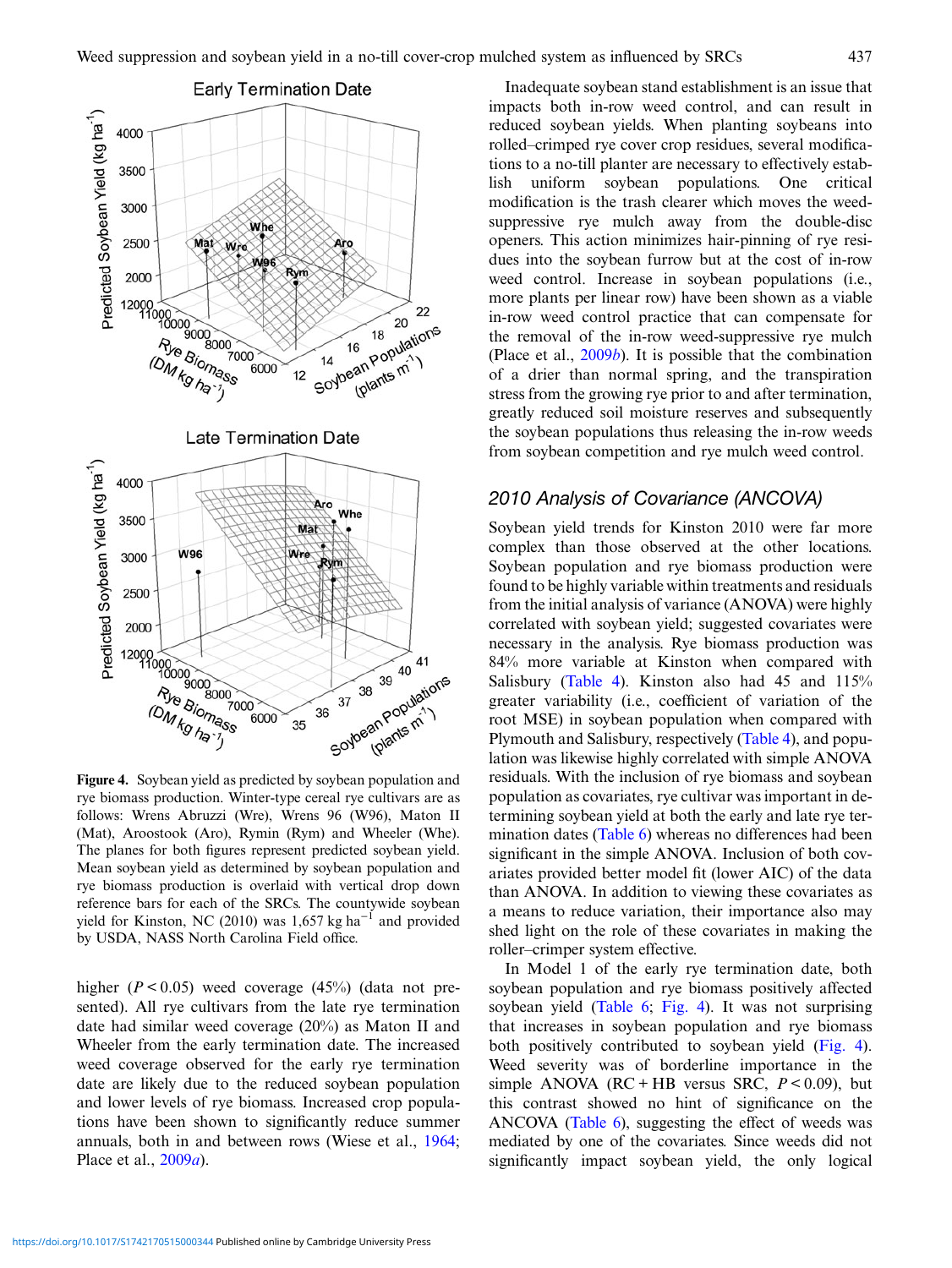Figure 4. Soybean yield as predicted by soybean population and rye biomass production. Winter-type cereal rye cultivars are as follows: Wrens Abruzzi (Wre), Wrens 96 (W96), Maton II (Mat), Aroostook (Aro), Rymin (Rym) and Wheeler (Whe). The planes for both figures represent predicted soybean yield. Mean soybean yield as determined by soybean population and rye biomass production is overlaid with vertical drop down reference bars for each of the SRCs. The countywide soybean yield for Kinston, NC (2010) was 1,657 kg ha$^{-1}$ and provided by USDA, NASS North Carolina Field office.

higher ($P < 0.05$) weed coverage (45%) (data not presented). All rye cultivars from the late rye termination date had similar weed coverage (20%) as Maton II and Wheeler from the early termination date. The increased weed coverage observed for the early rye termination date are likely due to the reduced soybean population and lower levels of rye biomass. Increased crop populations have been shown to significantly reduce summer annuals, both in and between rows (Wiese et al., 1964; Place et al., 2009*a*).

Inadequate soybean stand establishment is an issue that impacts both in-row weed control, and can result in reduced soybean yields. When planting soybeans into rolled–crimped rye cover crop residues, several modifications to a no-till planter are necessary to effectively establish uniform soybean populations. One critical modification is the trash clearer which moves the weed-suppressive rye mulch away from the double-disc openers. This action minimizes hair-pinning of rye residues into the soybean furrow but at the cost of in-row weed control. Increase in soybean populations (i.e., more plants per linear row) have been shown as a viable in-row weed control practice that can compensate for the removal of the in-row weed-suppressive rye mulch (Place et al., 2009*b*). It is possible that the combination of a drier than normal spring, and the transpiration stress from the growing rye prior to and after termination, greatly reduced soil moisture reserves and subsequently the soybean populations thus releasing the in-row weeds from soybean competition and rye mulch weed control.

## 2010 Analysis of Covariance (ANCOVA)

Soybean yield trends for Kinston 2010 were far more complex than those observed at the other locations. Soybean population and rye biomass production were found to be highly variable within treatments and residuals from the initial analysis of variance (ANOVA) were highly correlated with soybean yield; suggested covariates were necessary in the analysis. Rye biomass production was 84% more variable at Kinston when compared with Salisbury (Table 4). Kinston also had 45 and 115% greater variability (i.e., coefficient of variation of the root MSE) in soybean population when compared with Plymouth and Salisbury, respectively (Table 4), and population was likewise highly correlated with simple ANOVA residuals. With the inclusion of rye biomass and soybean population as covariates, rye cultivar was important in determining soybean yield at both the early and late rye termination dates (Table 6) whereas no differences had been significant in the simple ANOVA. Inclusion of both covariates provided better model fit (lower AIC) of the data than ANOVA. In addition to viewing these covariates as a means to reduce variation, their importance also may shed light on the role of these covariates in making the roller–crimper system effective.

In Model 1 of the early rye termination date, both soybean population and rye biomass positively affected soybean yield (Table 6; Fig. 4). It was not surprising that increases in soybean population and rye biomass both positively contributed to soybean yield (Fig. 4). Weed severity was of borderline importance in the simple ANOVA (RC + HB versus SRC, $P < 0.09$), but this contrast showed no hint of significance on the ANCOVA (Table 6), suggesting the effect of weeds was mediated by one of the covariates. Since weeds did not significantly impact soybean yield, the only logical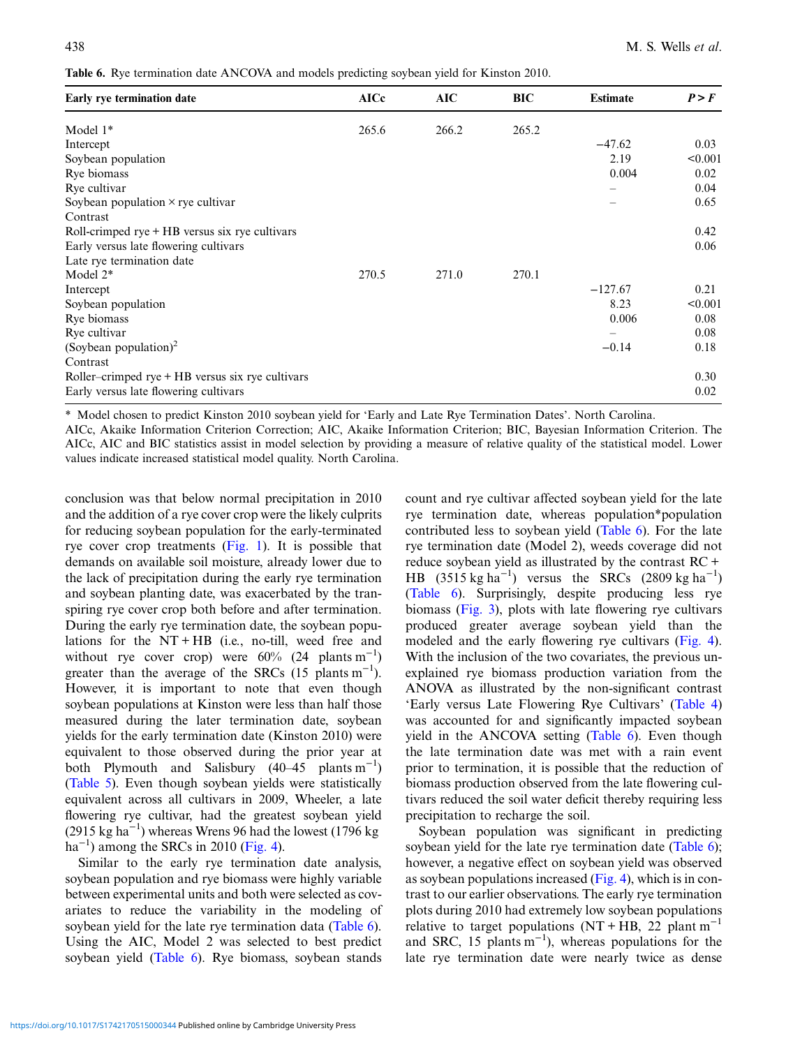**Table 6.** Rye termination date ANCOVA and models predicting soybean yield for Kinston 2010.

| Early rye termination date | AICc | AIC | BIC | Estimate | $P>F$ |
|---|---|---|---|---|---|
| Model 1* | 265.6 | 266.2 | 265.2 | | |
| Intercept | | | | −47.62 | 0.03 |
| Soybean population | | | | 2.19 | <0.001 |
| Rye biomass | | | | 0.004 | 0.02 |
| Rye cultivar | | | | – | 0.04 |
| Soybean population × rye cultivar | | | | – | 0.65 |
| Contrast | | | | | |
| Roll-crimped rye + HB versus six rye cultivars | | | | | 0.42 |
| Early versus late flowering cultivars | | | | | 0.06 |
| Late rye termination date | | | | | |
| Model 2* | 270.5 | 271.0 | 270.1 | | |
| Intercept | | | | −127.67 | 0.21 |
| Soybean population | | | | 8.23 | <0.001 |
| Rye biomass | | | | 0.006 | 0.08 |
| Rye cultivar | | | | – | 0.08 |
| (Soybean population)$^2$ | | | | −0.14 | 0.18 |
| Contrast | | | | | |
| Roller–crimped rye + HB versus six rye cultivars | | | | | 0.30 |
| Early versus late flowering cultivars | | | | | 0.02 |

\* Model chosen to predict Kinston 2010 soybean yield for 'Early and Late Rye Termination Dates'. North Carolina.
AICc, Akaike Information Criterion Correction; AIC, Akaike Information Criterion; BIC, Bayesian Information Criterion. The AICc, AIC and BIC statistics assist in model selection by providing a measure of relative quality of the statistical model. Lower values indicate increased statistical model quality. North Carolina.

conclusion was that below normal precipitation in 2010 and the addition of a rye cover crop were the likely culprits for reducing soybean population for the early-terminated rye cover crop treatments (Fig. 1). It is possible that demands on available soil moisture, already lower due to the lack of precipitation during the early rye termination and soybean planting date, was exacerbated by the transpiring rye cover crop both before and after termination. During the early rye termination date, the soybean populations for the NT + HB (i.e., no-till, weed free and without rye cover crop) were 60% (24 plants m$^{-1}$) greater than the average of the SRCs (15 plants m$^{-1}$). However, it is important to note that even though soybean populations at Kinston were less than half those measured during the later termination date, soybean yields for the early termination date (Kinston 2010) were equivalent to those observed during the prior year at both Plymouth and Salisbury (40–45 plants m$^{-1}$) (Table 5). Even though soybean yields were statistically equivalent across all cultivars in 2009, Wheeler, a late flowering rye cultivar, had the greatest soybean yield (2915 kg ha$^{-1}$) whereas Wrens 96 had the lowest (1796 kg ha$^{-1}$) among the SRCs in 2010 (Fig. 4).

Similar to the early rye termination date analysis, soybean population and rye biomass were highly variable between experimental units and both were selected as covariates to reduce the variability in the modeling of soybean yield for the late rye termination data (Table 6). Using the AIC, Model 2 was selected to best predict soybean yield (Table 6). Rye biomass, soybean stands count and rye cultivar affected soybean yield for the late rye termination date, whereas population*population contributed less to soybean yield (Table 6). For the late rye termination date (Model 2), weeds coverage did not reduce soybean yield as illustrated by the contrast RC + HB (3515 kg ha$^{-1}$) versus the SRCs (2809 kg ha$^{-1}$) (Table 6). Surprisingly, despite producing less rye biomass (Fig. 3), plots with late flowering rye cultivars produced greater average soybean yield than the modeled and the early flowering rye cultivars (Fig. 4). With the inclusion of the two covariates, the previous unexplained rye biomass production variation from the ANOVA as illustrated by the non-significant contrast 'Early versus Late Flowering Rye Cultivars' (Table 4) was accounted for and significantly impacted soybean yield in the ANCOVA setting (Table 6). Even though the late termination date was met with a rain event prior to termination, it is possible that the reduction of biomass production observed from the late flowering cultivars reduced the soil water deficit thereby requiring less precipitation to recharge the soil.

Soybean population was significant in predicting soybean yield for the late rye termination date (Table 6); however, a negative effect on soybean yield was observed as soybean populations increased (Fig. 4), which is in contrast to our earlier observations. The early rye termination plots during 2010 had extremely low soybean populations relative to target populations (NT + HB, 22 plant m$^{-1}$ and SRC, 15 plants m$^{-1}$), whereas populations for the late rye termination date were nearly twice as dense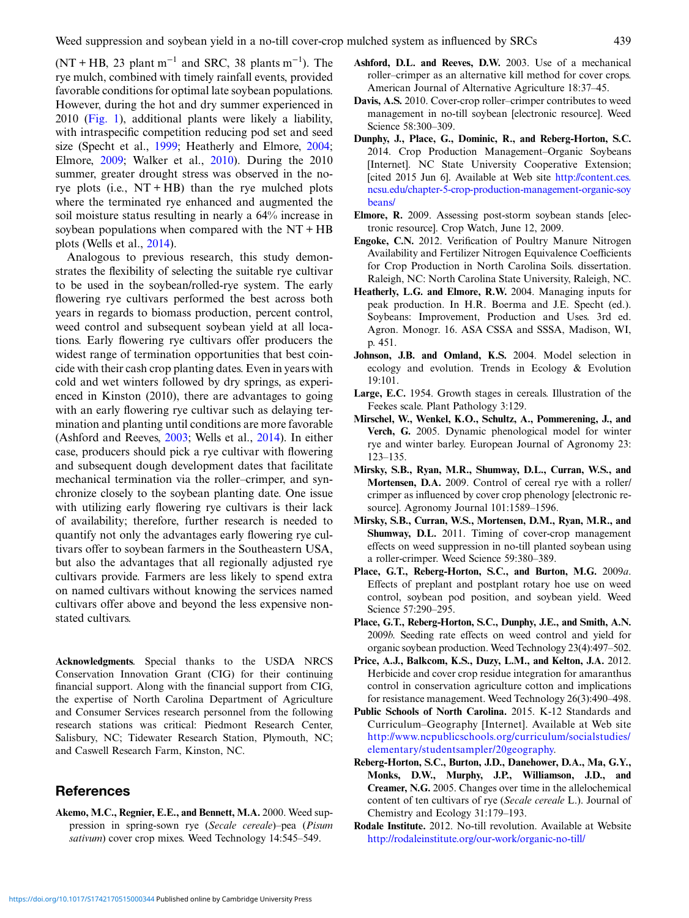(NT + HB, 23 plant $m^{-1}$ and SRC, 38 plants $m^{-1}$). The rye mulch, combined with timely rainfall events, provided favorable conditions for optimal late soybean populations. However, during the hot and dry summer experienced in 2010 (Fig. 1), additional plants were likely a liability, with intraspecific competition reducing pod set and seed size (Specht et al., 1999; Heatherly and Elmore, 2004; Elmore, 2009; Walker et al., 2010). During the 2010 summer, greater drought stress was observed in the no-rye plots (i.e., NT + HB) than the rye mulched plots where the terminated rye enhanced and augmented the soil moisture status resulting in nearly a 64% increase in soybean populations when compared with the NT + HB plots (Wells et al., 2014).

Analogous to previous research, this study demonstrates the flexibility of selecting the suitable rye cultivar to be used in the soybean/rolled-rye system. The early flowering rye cultivars performed the best across both years in regards to biomass production, percent control, weed control and subsequent soybean yield at all locations. Early flowering rye cultivars offer producers the widest range of termination opportunities that best coincide with their cash crop planting dates. Even in years with cold and wet winters followed by dry springs, as experienced in Kinston (2010), there are advantages to going with an early flowering rye cultivar such as delaying termination and planting until conditions are more favorable (Ashford and Reeves, 2003; Wells et al., 2014). In either case, producers should pick a rye cultivar with flowering and subsequent dough development dates that facilitate mechanical termination via the roller–crimper, and synchronize closely to the soybean planting date. One issue with utilizing early flowering rye cultivars is their lack of availability; therefore, further research is needed to quantify not only the advantages early flowering rye cultivars offer to soybean farmers in the Southeastern USA, but also the advantages that all regionally adjusted rye cultivars provide. Farmers are less likely to spend extra on named cultivars without knowing the services named cultivars offer above and beyond the less expensive non-stated cultivars.

**Acknowledgments**. Special thanks to the USDA NRCS Conservation Innovation Grant (CIG) for their continuing financial support. Along with the financial support from CIG, the expertise of North Carolina Department of Agriculture and Consumer Services research personnel from the following research stations was critical: Piedmont Research Center, Salisbury, NC; Tidewater Research Station, Plymouth, NC; and Caswell Research Farm, Kinston, NC.

## References

**Akemo, M.C., Regnier, E.E., and Bennett, M.A.** 2000. Weed suppression in spring-sown rye (*Secale cereale*)–pea (*Pisum sativum*) cover crop mixes. Weed Technology 14:545–549.

**Ashford, D.L. and Reeves, D.W.** 2003. Use of a mechanical roller–crimper as an alternative kill method for cover crops. American Journal of Alternative Agriculture 18:37–45.

**Davis, A.S.** 2010. Cover-crop roller–crimper contributes to weed management in no-till soybean [electronic resource]. Weed Science 58:300–309.

**Dunphy, J., Place, G., Dominic, R., and Reberg-Horton, S.C.** 2014. Crop Production Management–Organic Soybeans [Internet]. NC State University Cooperative Extension; [cited 2015 Jun 6]. Available at Web site http://content.ces.ncsu.edu/chapter-5-crop-production-management-organic-soybeans/

**Elmore, R.** 2009. Assessing post-storm soybean stands [electronic resource]. Crop Watch, June 12, 2009.

**Engoke, C.N.** 2012. Verification of Poultry Manure Nitrogen Availability and Fertilizer Nitrogen Equivalence Coefficients for Crop Production in North Carolina Soils. dissertation. Raleigh, NC: North Carolina State University, Raleigh, NC.

**Heatherly, L.G. and Elmore, R.W.** 2004. Managing inputs for peak production. In H.R. Boerma and J.E. Specht (ed.). Soybeans: Improvement, Production and Uses. 3rd ed. Agron. Monogr. 16. ASA CSSA and SSSA, Madison, WI, p. 451.

**Johnson, J.B. and Omland, K.S.** 2004. Model selection in ecology and evolution. Trends in Ecology & Evolution 19:101.

**Large, E.C.** 1954. Growth stages in cereals. Illustration of the Feekes scale. Plant Pathology 3:129.

**Mirschel, W., Wenkel, K.O., Schultz, A., Pommerening, J., and Verch, G.** 2005. Dynamic phenological model for winter rye and winter barley. European Journal of Agronomy 23: 123–135.

**Mirsky, S.B., Ryan, M.R., Shumway, D.L., Curran, W.S., and Mortensen, D.A.** 2009. Control of cereal rye with a roller/crimper as influenced by cover crop phenology [electronic resource]. Agronomy Journal 101:1589–1596.

**Mirsky, S.B., Curran, W.S., Mortensen, D.M., Ryan, M.R., and Shumway, D.L.** 2011. Timing of cover-crop management effects on weed suppression in no-till planted soybean using a roller-crimper. Weed Science 59:380–389.

**Place, G.T., Reberg-Horton, S.C., and Burton, M.G.** 2009*a*. Effects of preplant and postplant rotary hoe use on weed control, soybean pod position, and soybean yield. Weed Science 57:290–295.

**Place, G.T., Reberg-Horton, S.C., Dunphy, J.E., and Smith, A.N.** 2009*b*. Seeding rate effects on weed control and yield for organic soybean production. Weed Technology 23(4):497–502.

**Price, A.J., Balkcom, K.S., Duzy, L.M., and Kelton, J.A.** 2012. Herbicide and cover crop residue integration for amaranthus control in conservation agriculture cotton and implications for resistance management. Weed Technology 26(3):490–498.

**Public Schools of North Carolina.** 2015. K-12 Standards and Curriculum–Geography [Internet]. Available at Web site http://www.ncpublicschools.org/curriculum/socialstudies/elementary/studentsampler/20geography.

**Reberg-Horton, S.C., Burton, J.D., Danehower, D.A., Ma, G.Y., Monks, D.W., Murphy, J.P., Williamson, J.D., and Creamer, N.G.** 2005. Changes over time in the allelochemical content of ten cultivars of rye (*Secale cereale* L.). Journal of Chemistry and Ecology 31:179–193.

**Rodale Institute.** 2012. No-till revolution. Available at Website http://rodaleinstitute.org/our-work/organic-no-till/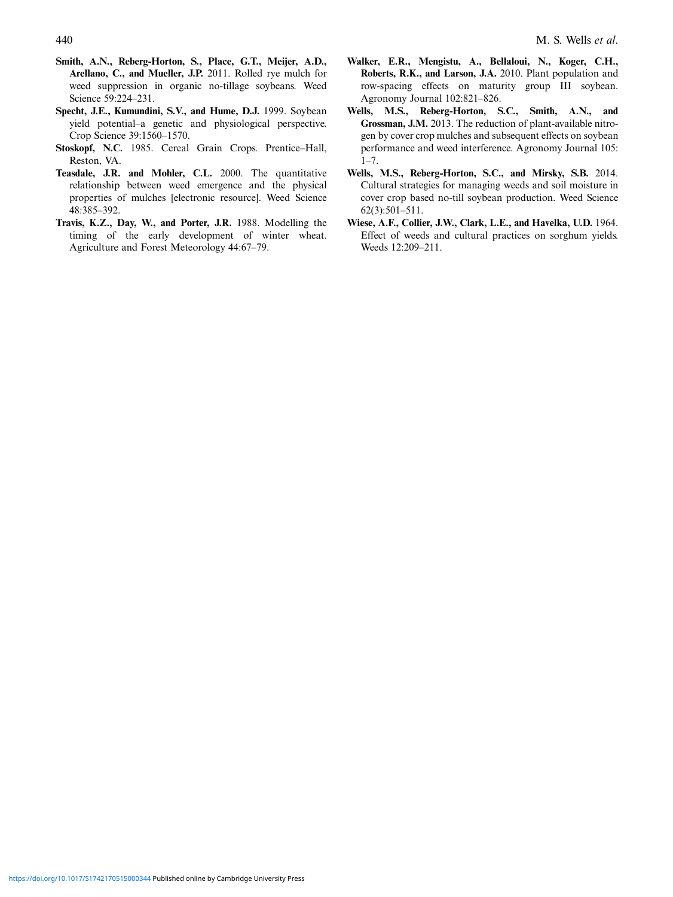**Smith, A.N., Reberg-Horton, S., Place, G.T., Meijer, A.D., Arellano, C., and Mueller, J.P.** 2011. Rolled rye mulch for weed suppression in organic no-tillage soybeans. Weed Science 59:224–231.

**Specht, J.E., Kumundini, S.V., and Hume, D.J.** 1999. Soybean yield potential–a genetic and physiological perspective. Crop Science 39:1560–1570.

**Stoskopf, N.C.** 1985. Cereal Grain Crops. Prentice–Hall, Reston, VA.

**Teasdale, J.R. and Mohler, C.L.** 2000. The quantitative relationship between weed emergence and the physical properties of mulches [electronic resource]. Weed Science 48:385–392.

**Travis, K.Z., Day, W., and Porter, J.R.** 1988. Modelling the timing of the early development of winter wheat. Agriculture and Forest Meteorology 44:67–79.

**Walker, E.R., Mengistu, A., Bellaloui, N., Koger, C.H., Roberts, R.K., and Larson, J.A.** 2010. Plant population and row-spacing effects on maturity group III soybean. Agronomy Journal 102:821–826.

**Wells, M.S., Reberg-Horton, S.C., Smith, A.N., and Grossman, J.M.** 2013. The reduction of plant-available nitrogen by cover crop mulches and subsequent effects on soybean performance and weed interference. Agronomy Journal 105: 1–7.

**Wells, M.S., Reberg-Horton, S.C., and Mirsky, S.B.** 2014. Cultural strategies for managing weeds and soil moisture in cover crop based no-till soybean production. Weed Science 62(3):501–511.

**Wiese, A.F., Collier, J.W., Clark, L.E., and Havelka, U.D.** 1964. Effect of weeds and cultural practices on sorghum yields. Weeds 12:209–211.